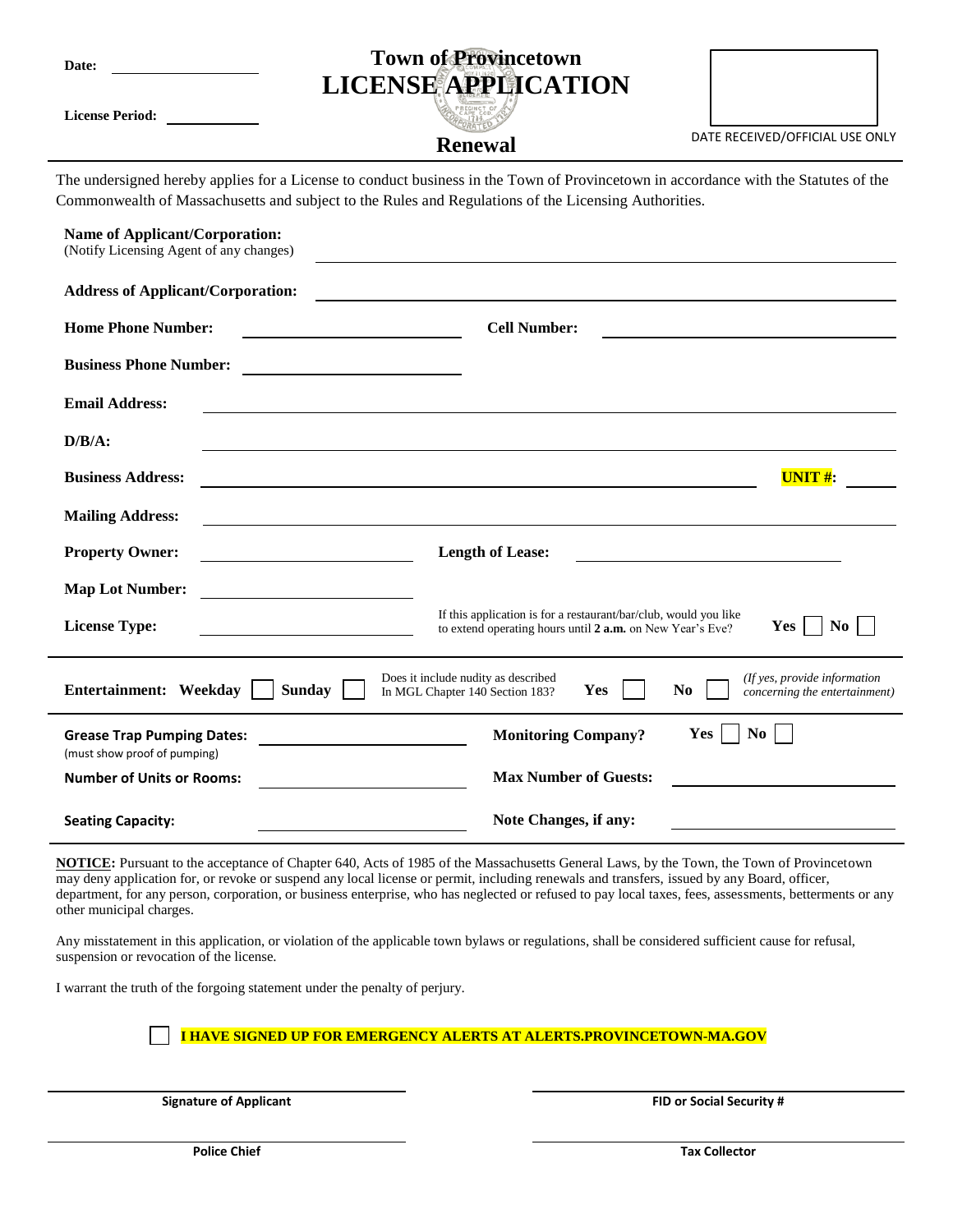Date: ____________

License Period: ____________

# Town of Provincetown
# LICENSE APPLICATION
## Renewal

DATE RECEIVED/OFFICIAL USE ONLY

The undersigned hereby applies for a License to conduct business in the Town of Provincetown in accordance with the Statutes of the Commonwealth of Massachusetts and subject to the Rules and Regulations of the Licensing Authorities.

**Name of Applicant/Corporation:** ____________
(Notify Licensing Agent of any changes)

**Address of Applicant/Corporation:** ____________

**Home Phone Number:** ____________ **Cell Number:** ____________

**Business Phone Number:** ____________

**Email Address:** ____________

**D/B/A:** ____________

**Business Address:** ____________ **UNIT #:** ____________

**Mailing Address:** ____________

**Property Owner:** ____________ **Length of Lease:** ____________

**Map Lot Number:** ____________

**License Type:** ____________ If this application is for a restaurant/bar/club, would you like to extend operating hours until **2 a.m.** on New Year's Eve? **Yes** ☐ **No** ☐

**Entertainment: Weekday** ☐ **Sunday** ☐ Does it include nudity as described In MGL Chapter 140 Section 183? **Yes** ☐ **No** ☐ *(If yes, provide information concerning the entertainment)*

**Grease Trap Pumping Dates:** ____________
(must show proof of pumping)

**Monitoring Company?** **Yes** ☐ **No** ☐

**Number of Units or Rooms:** ____________ **Max Number of Guests:** ____________

**Seating Capacity:** ____________ **Note Changes, if any:** ____________

**NOTICE:** Pursuant to the acceptance of Chapter 640, Acts of 1985 of the Massachusetts General Laws, by the Town, the Town of Provincetown may deny application for, or revoke or suspend any local license or permit, including renewals and transfers, issued by any Board, officer, department, for any person, corporation, or business enterprise, who has neglected or refused to pay local taxes, fees, assessments, betterments or any other municipal charges.

Any misstatement in this application, or violation of the applicable town bylaws or regulations, shall be considered sufficient cause for refusal, suspension or revocation of the license.

I warrant the truth of the forgoing statement under the penalty of perjury.

☐ **I HAVE SIGNED UP FOR EMERGENCY ALERTS AT ALERTS.PROVINCETOWN-MA.GOV**

____________ **Signature of Applicant**

____________ **FID or Social Security #**

____________ **Police Chief**

____________ **Tax Collector**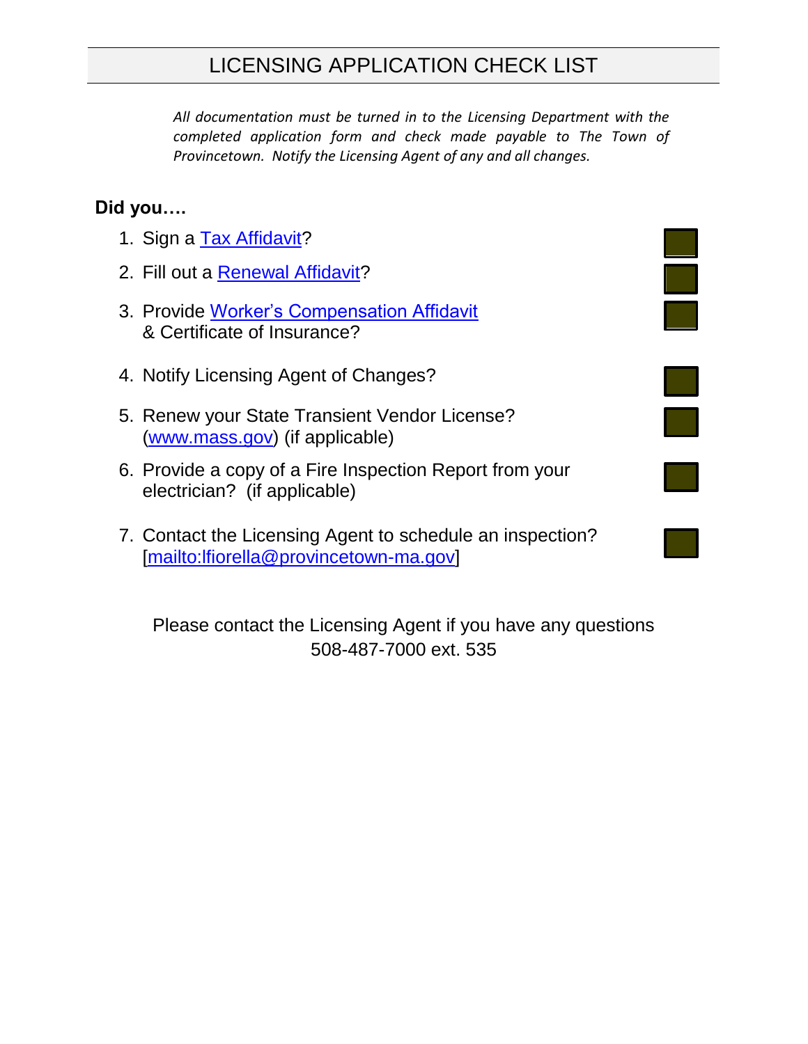# LICENSING APPLICATION CHECK LIST

*All documentation must be turned in to the Licensing Department with the completed application form and check made payable to The Town of Provincetown. Notify the Licensing Agent of any and all changes.*

**Did you….**

1. Sign a Tax Affidavit?
2. Fill out a Renewal Affidavit?
3. Provide Worker's Compensation Affidavit & Certificate of Insurance?
4. Notify Licensing Agent of Changes?
5. Renew your State Transient Vendor License? (www.mass.gov) (if applicable)
6. Provide a copy of a Fire Inspection Report from your electrician? (if applicable)
7. Contact the Licensing Agent to schedule an inspection? [mailto:lfiorella@provincetown-ma.gov]

Please contact the Licensing Agent if you have any questions
508-487-7000 ext. 535